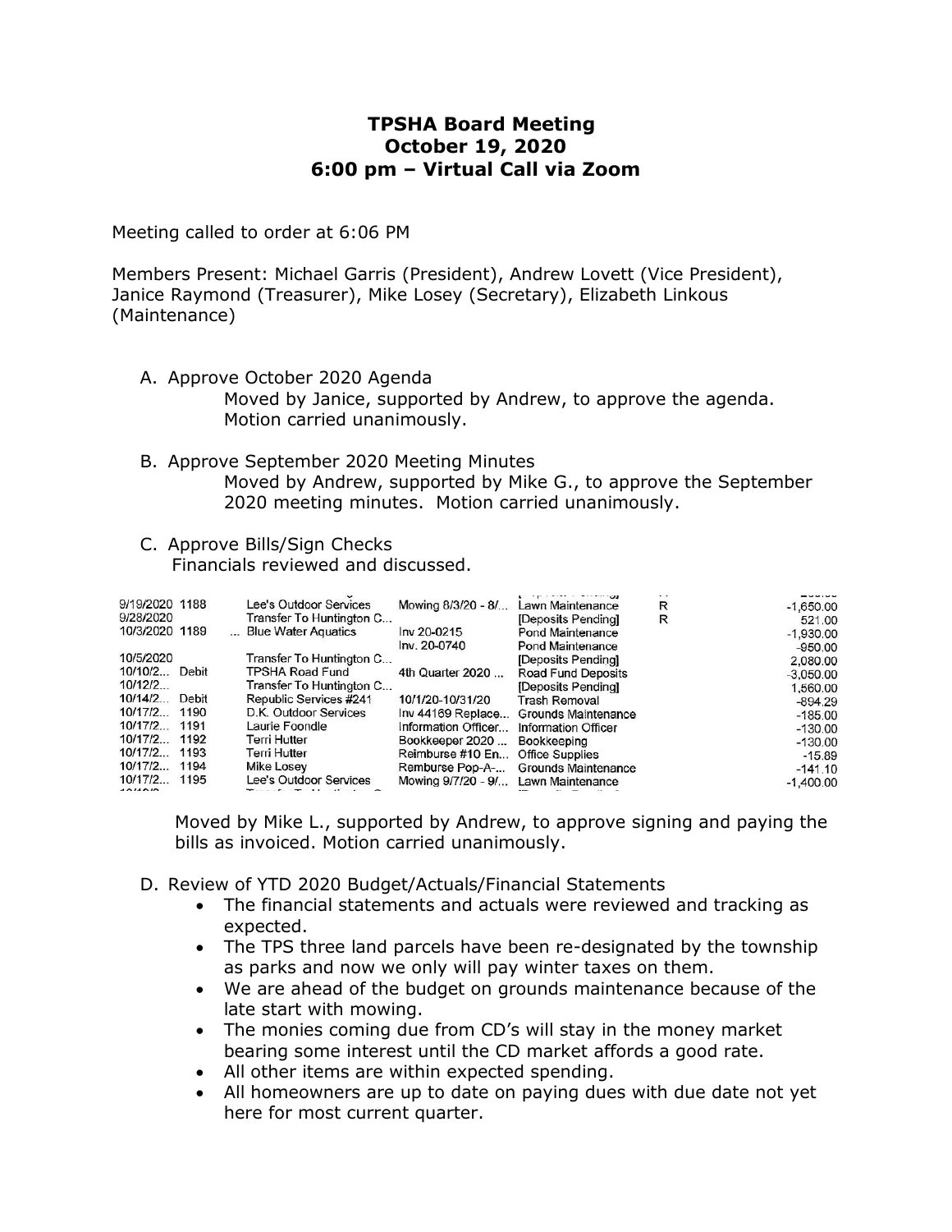**TPSHA Board Meeting**
**October 19, 2020**
**6:00 pm – Virtual Call via Zoom**

Meeting called to order at 6:06 PM

Members Present: Michael Garris (President), Andrew Lovett (Vice President), Janice Raymond (Treasurer), Mike Losey (Secretary), Elizabeth Linkous (Maintenance)

A. Approve October 2020 Agenda
   Moved by Janice, supported by Andrew, to approve the agenda. Motion carried unanimously.

B. Approve September 2020 Meeting Minutes
   Moved by Andrew, supported by Mike G., to approve the September 2020 meeting minutes. Motion carried unanimously.

C. Approve Bills/Sign Checks
   Financials reviewed and discussed.

| Date | Num | Name | Memo | Account | Clr | Amount |
|---|---|---|---|---|---|---|
| 9/19/2020 | 1188 | Lee's Outdoor Services | Mowing 8/3/20 - 8/... | Lawn Maintenance | R | -1,650.00 |
| 9/28/2020 | | Transfer To Huntington C... | | [Deposits Pending] | R | 521.00 |
| 10/3/2020 | 1189 | ... Blue Water Aquatics | Inv 20-0215 | Pond Maintenance | | -1,930.00 |
| | | | Inv. 20-0740 | Pond Maintenance | | -950.00 |
| 10/5/2020 | | Transfer To Huntington C... | | [Deposits Pending] | | 2,080.00 |
| 10/10/2... | Debit | TPSHA Road Fund | 4th Quarter 2020 ... | Road Fund Deposits | | -3,050.00 |
| 10/12/2... | | Transfer To Huntington C... | | [Deposits Pending] | | 1,560.00 |
| 10/14/2... | Debit | Republic Services #241 | 10/1/20-10/31/20 | Trash Removal | | -894.29 |
| 10/17/2... | 1190 | D.K. Outdoor Services | Inv 44169 Replace... | Grounds Maintenance | | -185.00 |
| 10/17/2... | 1191 | Laurie Foondle | Information Officer... | Information Officer | | -130.00 |
| 10/17/2... | 1192 | Terri Hutter | Bookkeeper 2020 ... | Bookkeeping | | -130.00 |
| 10/17/2... | 1193 | Terri Hutter | Reimburse #10 En... | Office Supplies | | -15.89 |
| 10/17/2... | 1194 | Mike Losey | Remburse Pop-A-... | Grounds Maintenance | | -141.10 |
| 10/17/2... | 1195 | Lee's Outdoor Services | Mowing 9/7/20 - 9/... | Lawn Maintenance | | -1,400.00 |

   Moved by Mike L., supported by Andrew, to approve signing and paying the bills as invoiced. Motion carried unanimously.

D. Review of YTD 2020 Budget/Actuals/Financial Statements
   - The financial statements and actuals were reviewed and tracking as expected.
   - The TPS three land parcels have been re-designated by the township as parks and now we only will pay winter taxes on them.
   - We are ahead of the budget on grounds maintenance because of the late start with mowing.
   - The monies coming due from CD's will stay in the money market bearing some interest until the CD market affords a good rate.
   - All other items are within expected spending.
   - All homeowners are up to date on paying dues with due date not yet here for most current quarter.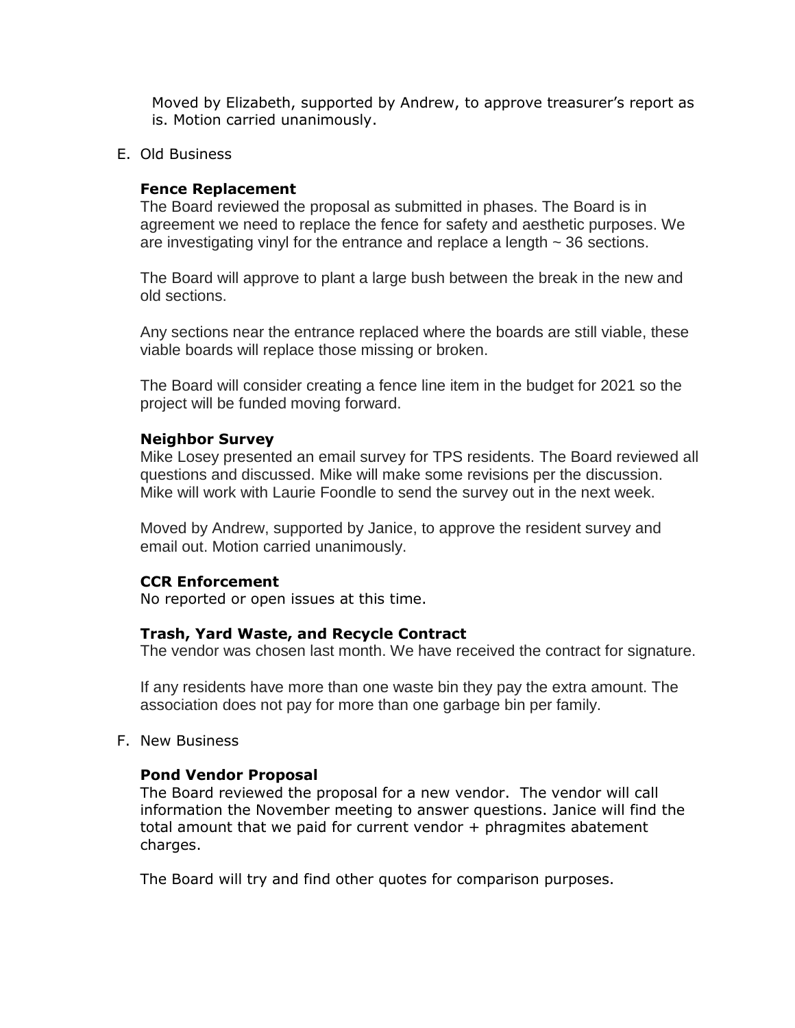Moved by Elizabeth, supported by Andrew, to approve treasurer's report as is. Motion carried unanimously.

E. Old Business

**Fence Replacement**

The Board reviewed the proposal as submitted in phases. The Board is in agreement we need to replace the fence for safety and aesthetic purposes. We are investigating vinyl for the entrance and replace a length ~ 36 sections.

The Board will approve to plant a large bush between the break in the new and old sections.

Any sections near the entrance replaced where the boards are still viable, these viable boards will replace those missing or broken.

The Board will consider creating a fence line item in the budget for 2021 so the project will be funded moving forward.

**Neighbor Survey**

Mike Losey presented an email survey for TPS residents. The Board reviewed all questions and discussed. Mike will make some revisions per the discussion. Mike will work with Laurie Foondle to send the survey out in the next week.

Moved by Andrew, supported by Janice, to approve the resident survey and email out. Motion carried unanimously.

**CCR Enforcement**

No reported or open issues at this time.

**Trash, Yard Waste, and Recycle Contract**

The vendor was chosen last month. We have received the contract for signature.

If any residents have more than one waste bin they pay the extra amount. The association does not pay for more than one garbage bin per family.

F. New Business

**Pond Vendor Proposal**

The Board reviewed the proposal for a new vendor. The vendor will call information the November meeting to answer questions. Janice will find the total amount that we paid for current vendor + phragmites abatement charges.

The Board will try and find other quotes for comparison purposes.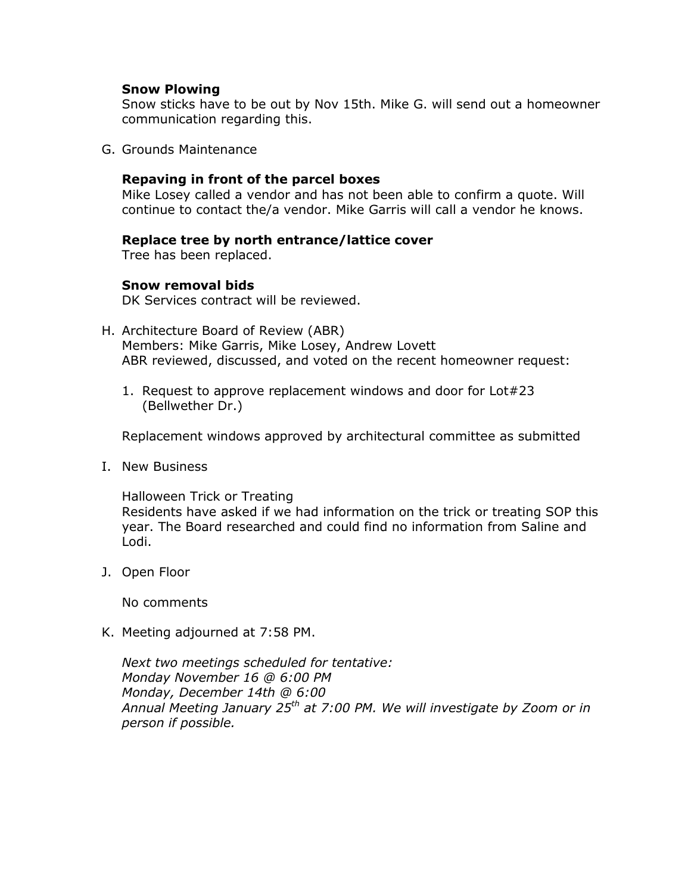**Snow Plowing**
Snow sticks have to be out by Nov 15th. Mike G. will send out a homeowner communication regarding this.

G. Grounds Maintenance

**Repaving in front of the parcel boxes**
Mike Losey called a vendor and has not been able to confirm a quote. Will continue to contact the/a vendor. Mike Garris will call a vendor he knows.

**Replace tree by north entrance/lattice cover**
Tree has been replaced.

**Snow removal bids**
DK Services contract will be reviewed.

H. Architecture Board of Review (ABR)
Members: Mike Garris, Mike Losey, Andrew Lovett
ABR reviewed, discussed, and voted on the recent homeowner request:

1. Request to approve replacement windows and door for Lot#23 (Bellwether Dr.)

Replacement windows approved by architectural committee as submitted

I. New Business

Halloween Trick or Treating
Residents have asked if we had information on the trick or treating SOP this year. The Board researched and could find no information from Saline and Lodi.

J. Open Floor

No comments

K. Meeting adjourned at 7:58 PM.

*Next two meetings scheduled for tentative:*
*Monday November 16 @ 6:00 PM*
*Monday, December 14th @ 6:00*
*Annual Meeting January 25th at 7:00 PM. We will investigate by Zoom or in person if possible.*